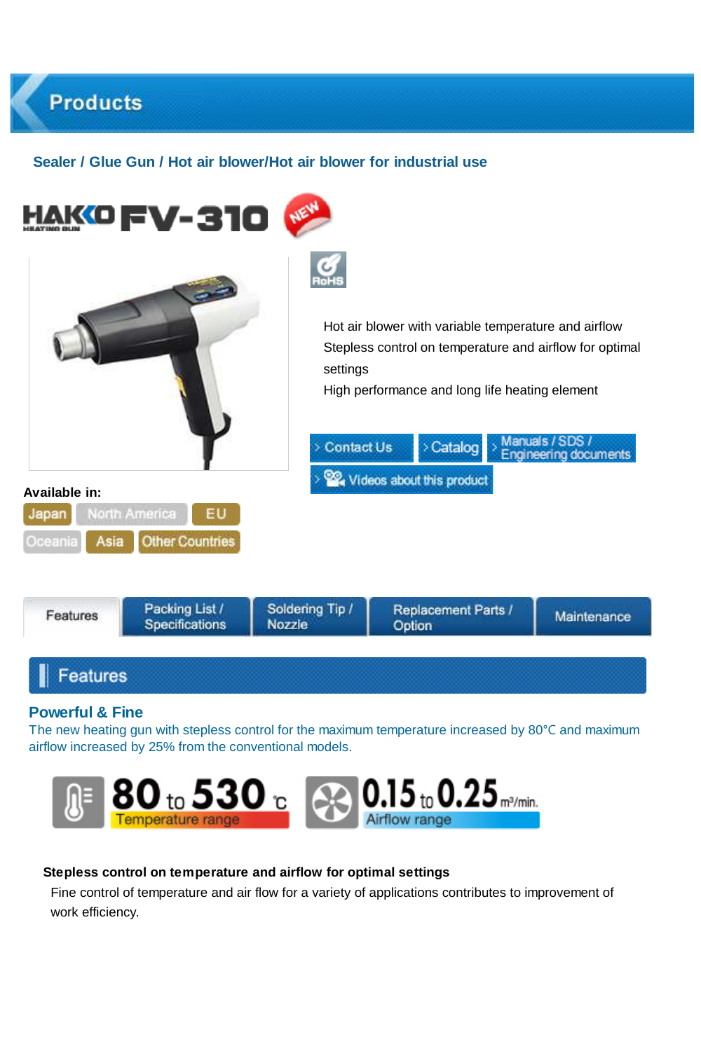# Products

## Sealer / Glue Gun / Hot air blower/Hot air blower for industrial use

# HAKKO FV-310

NEW

RoHS

Hot air blower with variable temperature and airflow
Stepless control on temperature and airflow for optimal settings
High performance and long life heating element

Contact Us | Catalog | Manuals / SDS / Engineering documents | Videos about this product

**Available in:**

Japan | North America | EU | Oceania | Asia | Other Countries

Features | Packing List / Specifications | Soldering Tip / Nozzle | Replacement Parts / Option | Maintenance

## Features

### Powerful & Fine

The new heating gun with stepless control for the maximum temperature increased by 80°C and maximum airflow increased by 25% from the conventional models.

**80 to 530 ℃** Temperature range

**0.15 to 0.25 m³/min.** Airflow range

**Stepless control on temperature and airflow for optimal settings**

Fine control of temperature and air flow for a variety of applications contributes to improvement of work efficiency.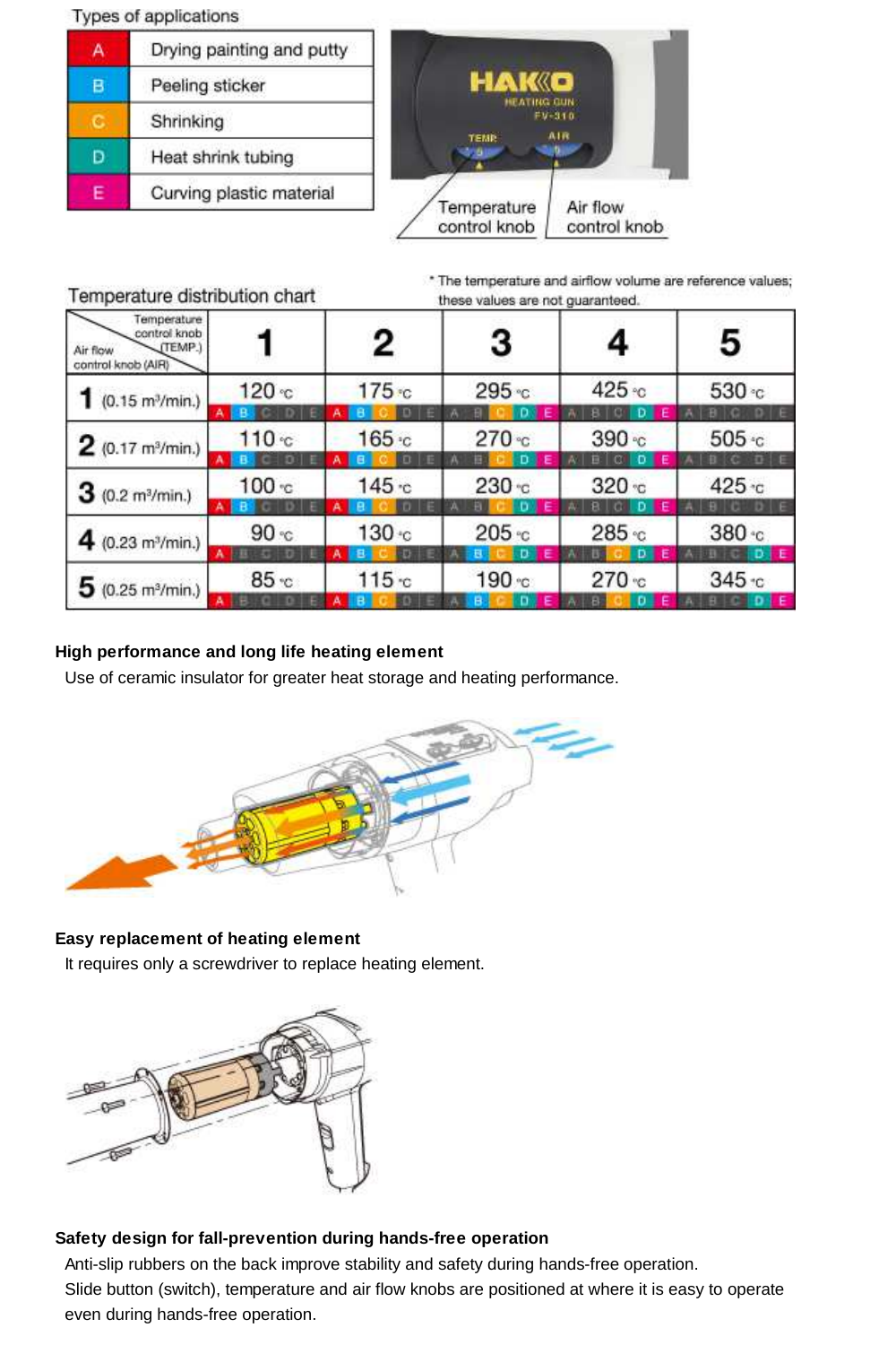Types of applications

| | |
|---|---|
| A | Drying painting and putty |
| B | Peeling sticker |
| C | Shrinking |
| D | Heat shrink tubing |
| E | Curving plastic material |

Temperature control knob

Air flow control knob

Temperature distribution chart

* The temperature and airflow volume are reference values; these values are not guaranteed.

| Air flow control knob (AIR) \ Temperature control knob (TEMP.) | 1 | 2 | 3 | 4 | 5 |
|---|---|---|---|---|---|
| 1 (0.15 m³/min.) | 120 °C (A B) | 175 °C (A B C) | 295 °C (C D) | 425 °C (D E) | 530 °C |
| 2 (0.17 m³/min.) | 110 °C (A B) | 165 °C (A B C) | 270 °C (C D) | 390 °C (D E) | 505 °C |
| 3 (0.2 m³/min.) | 100 °C (A B) | 145 °C (A B C) | 230 °C (C D) | 320 °C (D E) | 425 °C |
| 4 (0.23 m³/min.) | 90 °C (A) | 130 °C (A B C) | 205 °C (B C D) | 285 °C (C D E) | 380 °C (D E) |
| 5 (0.25 m³/min.) | 85 °C (A) | 115 °C (A B C) | 190 °C (B C D) | 270 °C (C D E) | 345 °C (D E) |

**High performance and long life heating element**

Use of ceramic insulator for greater heat storage and heating performance.

**Easy replacement of heating element**

It requires only a screwdriver to replace heating element.

**Safety design for fall-prevention during hands-free operation**

Anti-slip rubbers on the back improve stability and safety during hands-free operation.
Slide button (switch), temperature and air flow knobs are positioned at where it is easy to operate even during hands-free operation.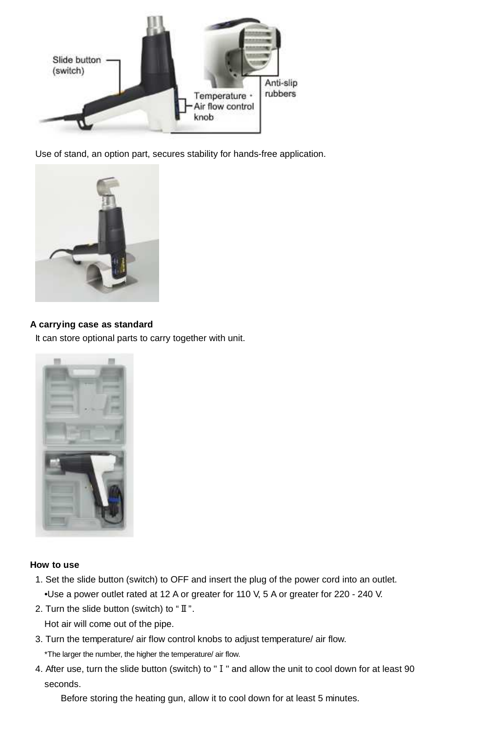Use of stand, an option part, secures stability for hands-free application.

**A carrying case as standard**

It can store optional parts to carry together with unit.

**How to use**

1. Set the slide button (switch) to OFF and insert the plug of the power cord into an outlet.
   •Use a power outlet rated at 12 A or greater for 110 V, 5 A or greater for 220 - 240 V.
2. Turn the slide button (switch) to "Ⅱ".
   Hot air will come out of the pipe.
3. Turn the temperature/ air flow control knobs to adjust temperature/ air flow.
   *The larger the number, the higher the temperature/ air flow.
4. After use, turn the slide button (switch) to "Ⅰ" and allow the unit to cool down for at least 90 seconds.
   Before storing the heating gun, allow it to cool down for at least 5 minutes.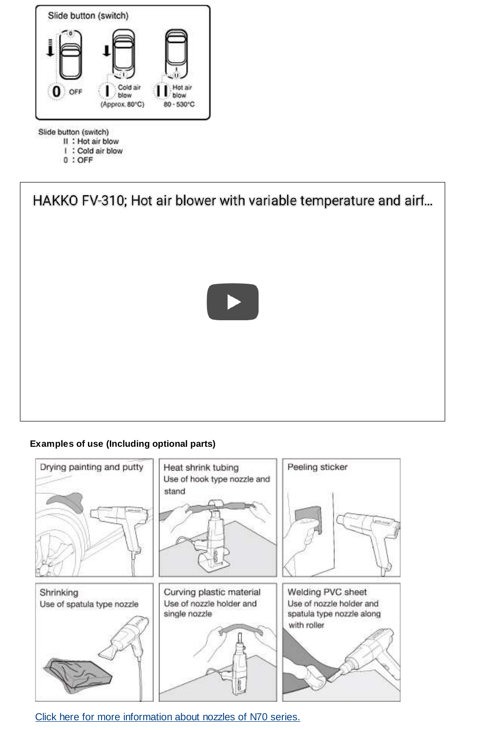Slide button (switch)
II : Hot air blow
I : Cold air blow
0 : OFF

HAKKO FV-310; Hot air blower with variable temperature and airf...

**Examples of use (Including optional parts)**

Click here for more information about nozzles of N70 series.